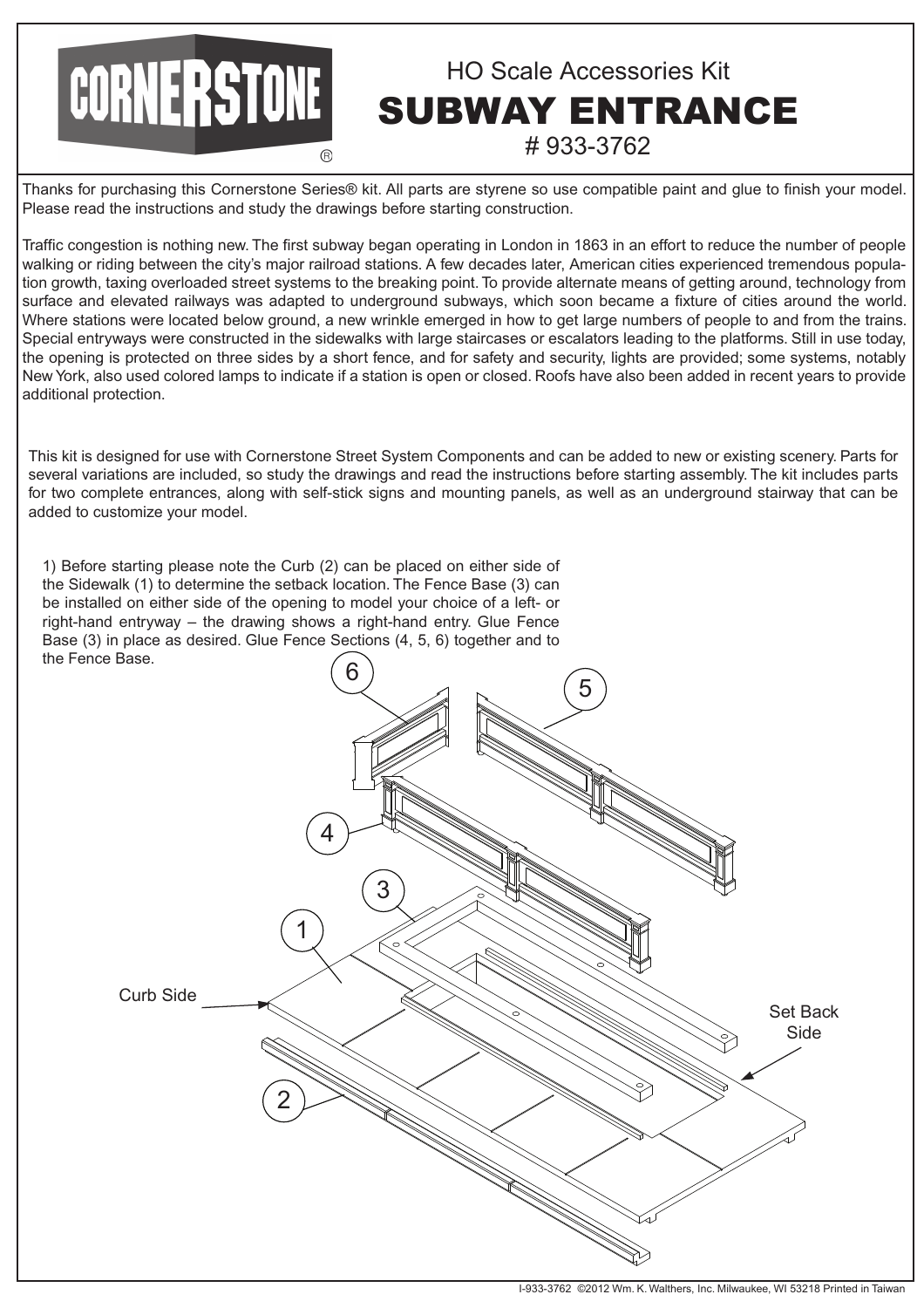# CORNERSTONE®

## HO Scale Accessories Kit

# SUBWAY ENTRANCE

## # 933-3762

Thanks for purchasing this Cornerstone Series® kit. All parts are styrene so use compatible paint and glue to finish your model. Please read the instructions and study the drawings before starting construction.

Traffic congestion is nothing new. The first subway began operating in London in 1863 in an effort to reduce the number of people walking or riding between the city's major railroad stations. A few decades later, American cities experienced tremendous population growth, taxing overloaded street systems to the breaking point. To provide alternate means of getting around, technology from surface and elevated railways was adapted to underground subways, which soon became a fixture of cities around the world. Where stations were located below ground, a new wrinkle emerged in how to get large numbers of people to and from the trains. Special entryways were constructed in the sidewalks with large staircases or escalators leading to the platforms. Still in use today, the opening is protected on three sides by a short fence, and for safety and security, lights are provided; some systems, notably New York, also used colored lamps to indicate if a station is open or closed. Roofs have also been added in recent years to provide additional protection.

This kit is designed for use with Cornerstone Street System Components and can be added to new or existing scenery. Parts for several variations are included, so study the drawings and read the instructions before starting assembly. The kit includes parts for two complete entrances, along with self-stick signs and mounting panels, as well as an underground stairway that can be added to customize your model.

1) Before starting please note the Curb (2) can be placed on either side of the Sidewalk (1) to determine the setback location. The Fence Base (3) can be installed on either side of the opening to model your choice of a left- or right-hand entryway – the drawing shows a right-hand entry. Glue Fence Base (3) in place as desired. Glue Fence Sections (4, 5, 6) together and to the Fence Base.

6 5 4 3 1 Curb Side Set Back Side 2

I-933-3762 ©2012 Wm. K. Walthers, Inc. Milwaukee, WI 53218 Printed in Taiwan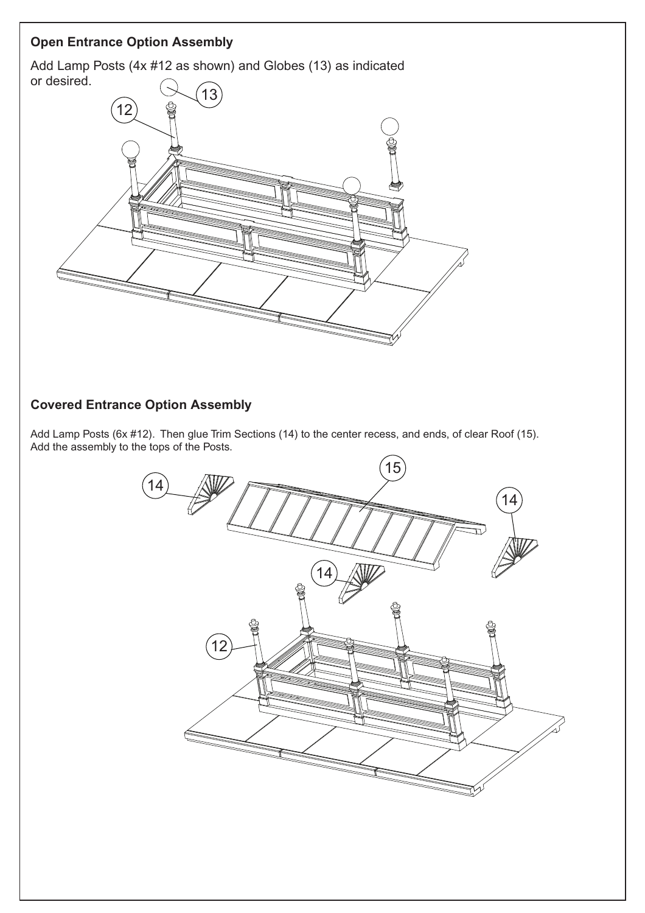**Open Entrance Option Assembly**

Add Lamp Posts (4x #12 as shown) and Globes (13) as indicated or desired.

**Covered Entrance Option Assembly**

Add Lamp Posts (6x #12). Then glue Trim Sections (14) to the center recess, and ends, of clear Roof (15). Add the assembly to the tops of the Posts.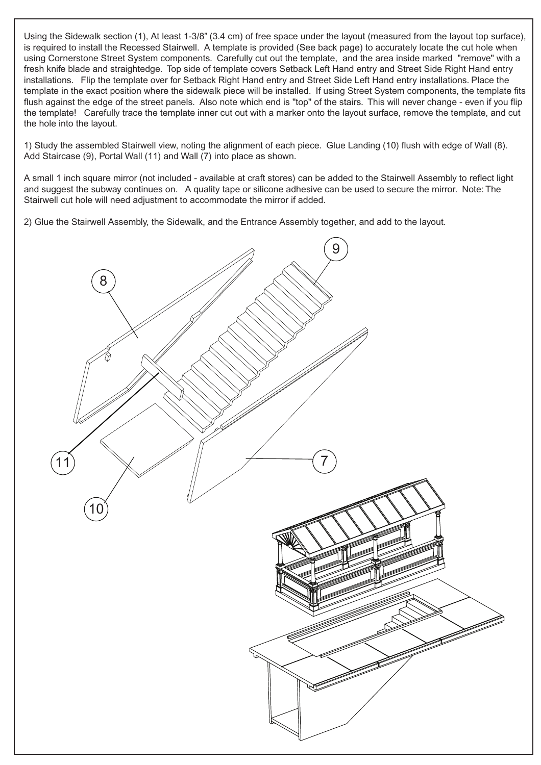Using the Sidewalk section (1), At least 1-3/8" (3.4 cm) of free space under the layout (measured from the layout top surface), is required to install the Recessed Stairwell. A template is provided (See back page) to accurately locate the cut hole when using Cornerstone Street System components. Carefully cut out the template, and the area inside marked "remove" with a fresh knife blade and straightedge. Top side of template covers Setback Left Hand entry and Street Side Right Hand entry installations. Flip the template over for Setback Right Hand entry and Street Side Left Hand entry installations. Place the template in the exact position where the sidewalk piece will be installed. If using Street System components, the template fits flush against the edge of the street panels. Also note which end is "top" of the stairs. This will never change - even if you flip the template! Carefully trace the template inner cut out with a marker onto the layout surface, remove the template, and cut the hole into the layout.

1) Study the assembled Stairwell view, noting the alignment of each piece. Glue Landing (10) flush with edge of Wall (8). Add Staircase (9), Portal Wall (11) and Wall (7) into place as shown.

A small 1 inch square mirror (not included - available at craft stores) can be added to the Stairwell Assembly to reflect light and suggest the subway continues on. A quality tape or silicone adhesive can be used to secure the mirror. Note: The Stairwell cut hole will need adjustment to accommodate the mirror if added.

2) Glue the Stairwell Assembly, the Sidewalk, and the Entrance Assembly together, and add to the layout.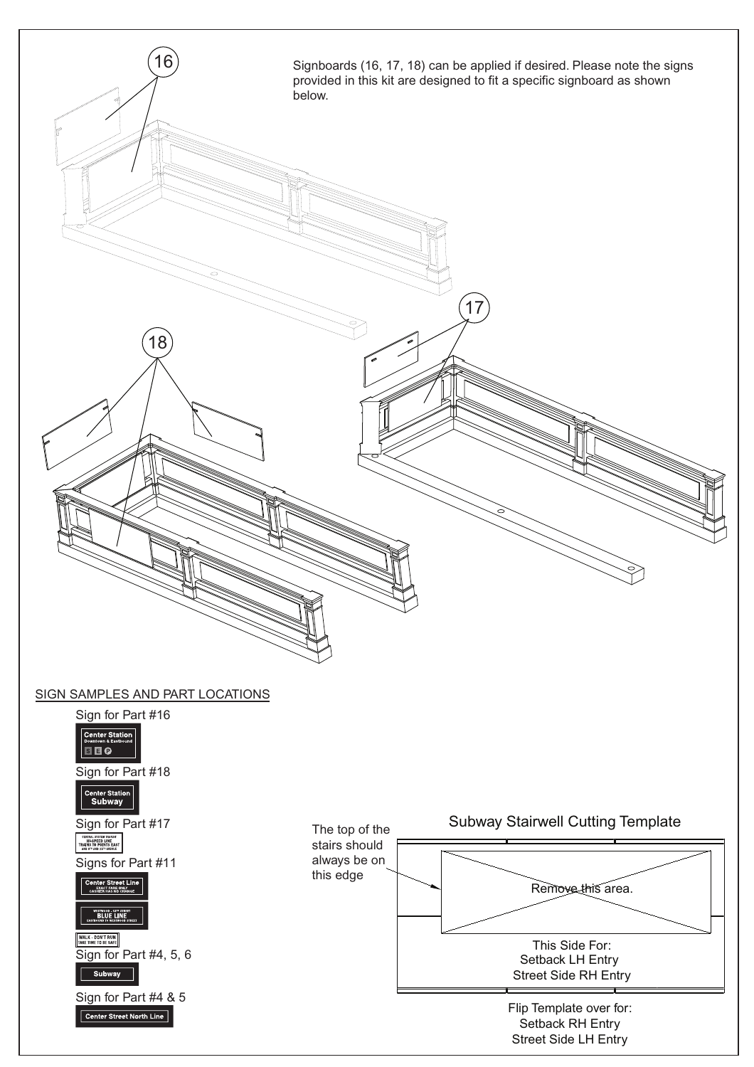Signboards (16, 17, 18) can be applied if desired. Please note the signs provided in this kit are designed to fit a specific signboard as shown below.

16

17

18

SIGN SAMPLES AND PART LOCATIONS

Sign for Part #16

Center Station
Downtown & Eastbound

Sign for Part #18

Center Station
Subway

Sign for Part #17

CENTRAL STATION SUBWAY
HI-SPEED LINE
TRAINS TO POINTS EAST

Signs for Part #11

Center Street Line
EXACT FARE ONLY
CASHIER HAS NO CHANGE

BLUE LINE

WALK - DON'T RUN
TAKE TIME TO BE SAFE

Sign for Part #4, 5, 6

Subway

Sign for Part #4 & 5

Center Street North Line

Subway Stairwell Cutting Template

The top of the stairs should always be on this edge

Remove this area.

This Side For:
Setback LH Entry
Street Side RH Entry

Flip Template over for:
Setback RH Entry
Street Side LH Entry